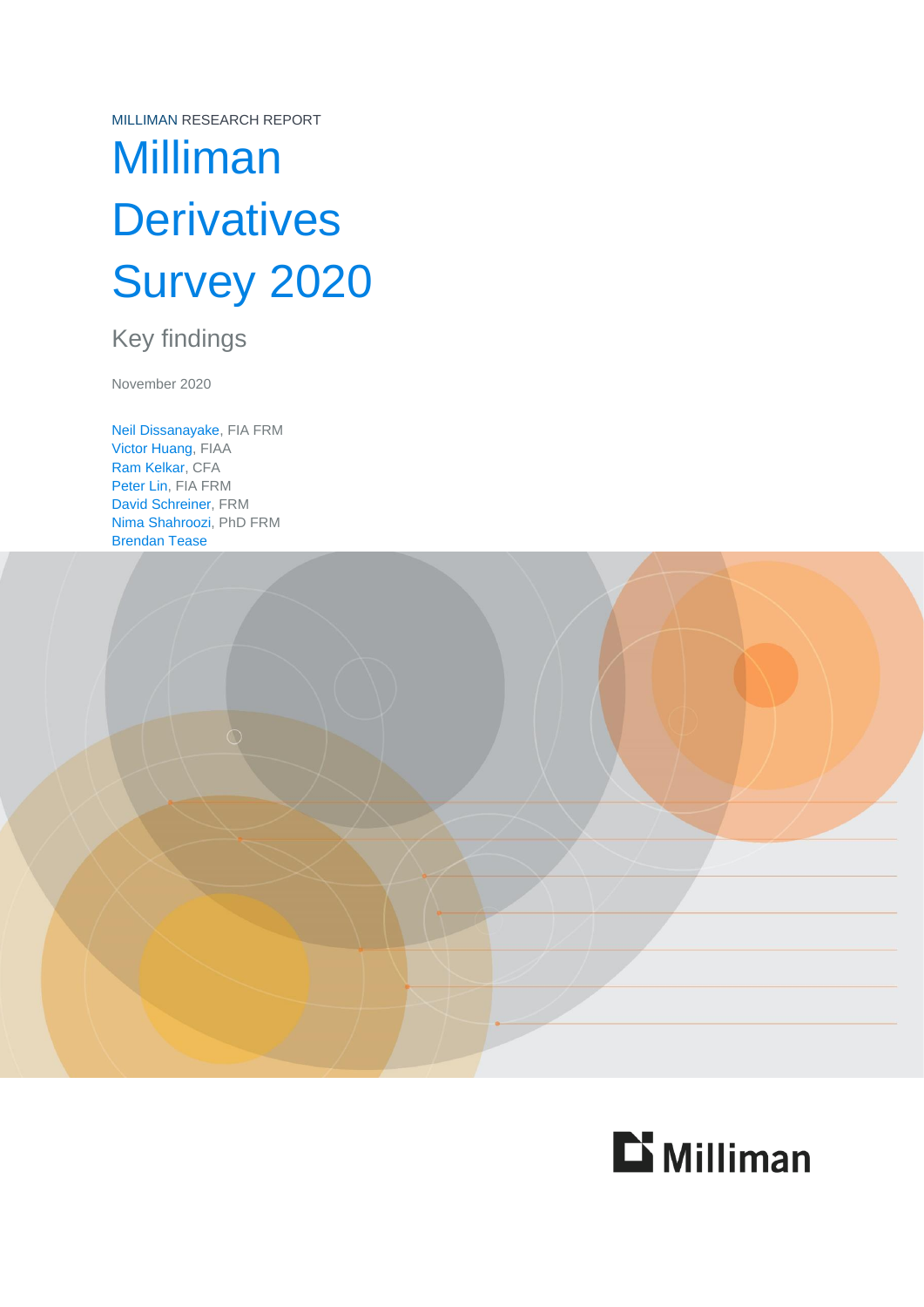MILLIMAN RESEARCH REPORT

# Milliman Derivatives Survey 2020

## Key findings

November 2020

Neil Dissanayake, FIA FRM
Victor Huang, FIAA
Ram Kelkar, CFA
Peter Lin, FIA FRM
David Schreiner, FRM
Nima Shahroozi, PhD FRM
Brendan Tease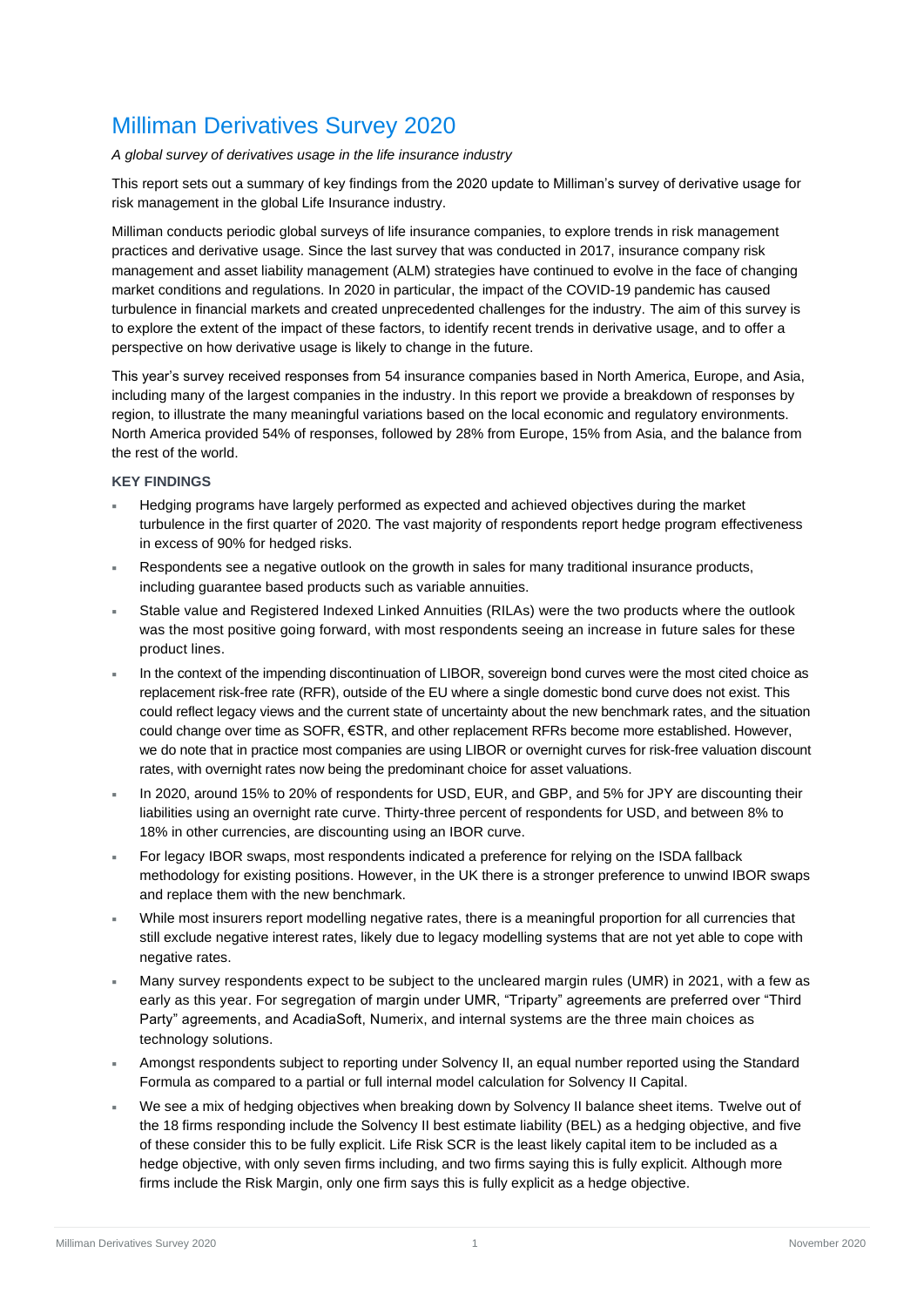# Milliman Derivatives Survey 2020

*A global survey of derivatives usage in the life insurance industry*

This report sets out a summary of key findings from the 2020 update to Milliman's survey of derivative usage for risk management in the global Life Insurance industry.

Milliman conducts periodic global surveys of life insurance companies, to explore trends in risk management practices and derivative usage. Since the last survey that was conducted in 2017, insurance company risk management and asset liability management (ALM) strategies have continued to evolve in the face of changing market conditions and regulations. In 2020 in particular, the impact of the COVID-19 pandemic has caused turbulence in financial markets and created unprecedented challenges for the industry. The aim of this survey is to explore the extent of the impact of these factors, to identify recent trends in derivative usage, and to offer a perspective on how derivative usage is likely to change in the future.

This year's survey received responses from 54 insurance companies based in North America, Europe, and Asia, including many of the largest companies in the industry. In this report we provide a breakdown of responses by region, to illustrate the many meaningful variations based on the local economic and regulatory environments. North America provided 54% of responses, followed by 28% from Europe, 15% from Asia, and the balance from the rest of the world.

### KEY FINDINGS

- Hedging programs have largely performed as expected and achieved objectives during the market turbulence in the first quarter of 2020. The vast majority of respondents report hedge program effectiveness in excess of 90% for hedged risks.
- Respondents see a negative outlook on the growth in sales for many traditional insurance products, including guarantee based products such as variable annuities.
- Stable value and Registered Indexed Linked Annuities (RILAs) were the two products where the outlook was the most positive going forward, with most respondents seeing an increase in future sales for these product lines.
- In the context of the impending discontinuation of LIBOR, sovereign bond curves were the most cited choice as replacement risk-free rate (RFR), outside of the EU where a single domestic bond curve does not exist. This could reflect legacy views and the current state of uncertainty about the new benchmark rates, and the situation could change over time as SOFR, €STR, and other replacement RFRs become more established. However, we do note that in practice most companies are using LIBOR or overnight curves for risk-free valuation discount rates, with overnight rates now being the predominant choice for asset valuations.
- In 2020, around 15% to 20% of respondents for USD, EUR, and GBP, and 5% for JPY are discounting their liabilities using an overnight rate curve. Thirty-three percent of respondents for USD, and between 8% to 18% in other currencies, are discounting using an IBOR curve.
- For legacy IBOR swaps, most respondents indicated a preference for relying on the ISDA fallback methodology for existing positions. However, in the UK there is a stronger preference to unwind IBOR swaps and replace them with the new benchmark.
- While most insurers report modelling negative rates, there is a meaningful proportion for all currencies that still exclude negative interest rates, likely due to legacy modelling systems that are not yet able to cope with negative rates.
- Many survey respondents expect to be subject to the uncleared margin rules (UMR) in 2021, with a few as early as this year. For segregation of margin under UMR, "Triparty" agreements are preferred over "Third Party" agreements, and AcadiaSoft, Numerix, and internal systems are the three main choices as technology solutions.
- Amongst respondents subject to reporting under Solvency II, an equal number reported using the Standard Formula as compared to a partial or full internal model calculation for Solvency II Capital.
- We see a mix of hedging objectives when breaking down by Solvency II balance sheet items. Twelve out of the 18 firms responding include the Solvency II best estimate liability (BEL) as a hedging objective, and five of these consider this to be fully explicit. Life Risk SCR is the least likely capital item to be included as a hedge objective, with only seven firms including, and two firms saying this is fully explicit. Although more firms include the Risk Margin, only one firm says this is fully explicit as a hedge objective.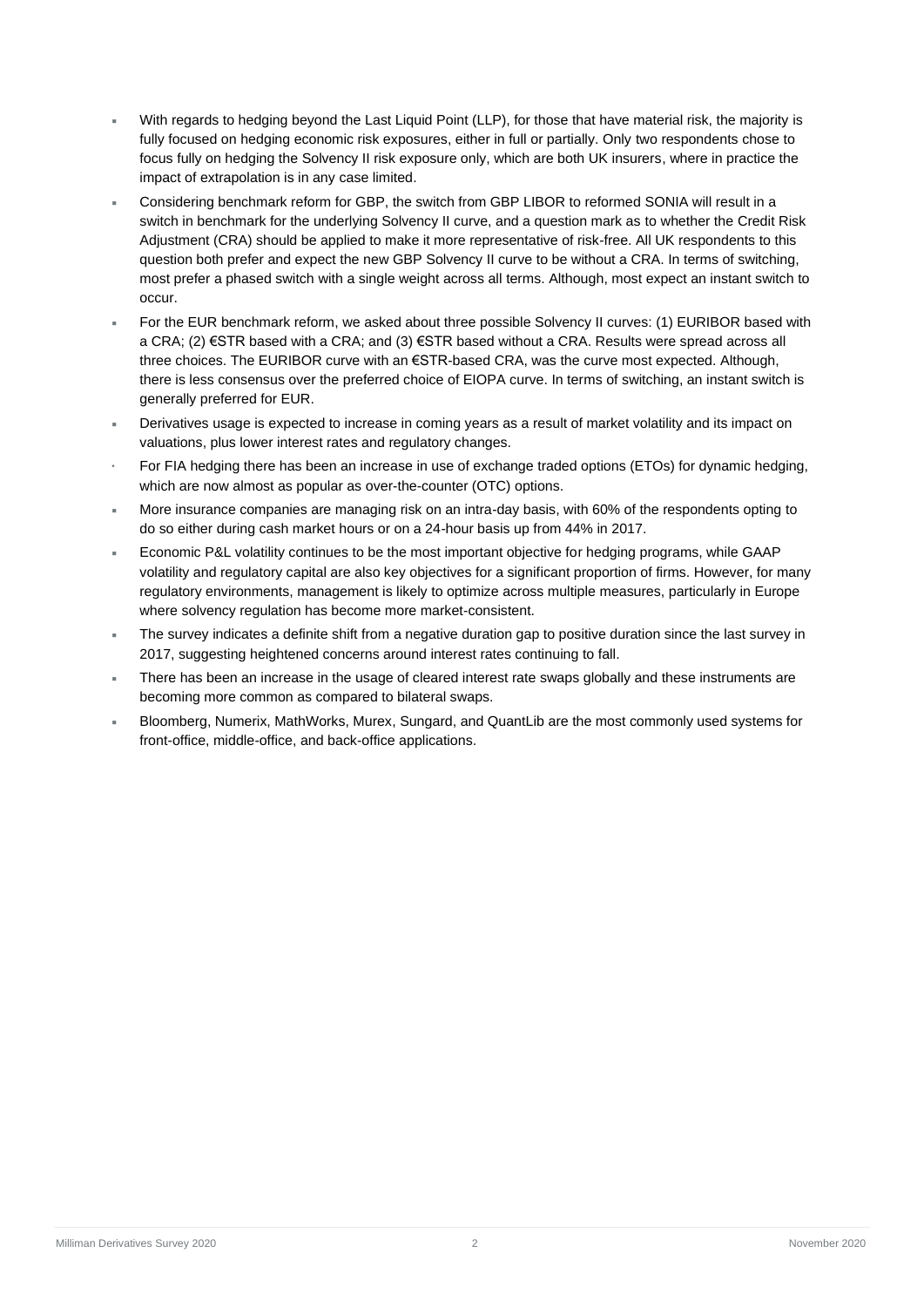- With regards to hedging beyond the Last Liquid Point (LLP), for those that have material risk, the majority is fully focused on hedging economic risk exposures, either in full or partially. Only two respondents chose to focus fully on hedging the Solvency II risk exposure only, which are both UK insurers, where in practice the impact of extrapolation is in any case limited.
- Considering benchmark reform for GBP, the switch from GBP LIBOR to reformed SONIA will result in a switch in benchmark for the underlying Solvency II curve, and a question mark as to whether the Credit Risk Adjustment (CRA) should be applied to make it more representative of risk-free. All UK respondents to this question both prefer and expect the new GBP Solvency II curve to be without a CRA. In terms of switching, most prefer a phased switch with a single weight across all terms. Although, most expect an instant switch to occur.
- For the EUR benchmark reform, we asked about three possible Solvency II curves: (1) EURIBOR based with a CRA; (2) €STR based with a CRA; and (3) €STR based without a CRA. Results were spread across all three choices. The EURIBOR curve with an €STR-based CRA, was the curve most expected. Although, there is less consensus over the preferred choice of EIOPA curve. In terms of switching, an instant switch is generally preferred for EUR.
- Derivatives usage is expected to increase in coming years as a result of market volatility and its impact on valuations, plus lower interest rates and regulatory changes.
- For FIA hedging there has been an increase in use of exchange traded options (ETOs) for dynamic hedging, which are now almost as popular as over-the-counter (OTC) options.
- More insurance companies are managing risk on an intra-day basis, with 60% of the respondents opting to do so either during cash market hours or on a 24-hour basis up from 44% in 2017.
- Economic P&L volatility continues to be the most important objective for hedging programs, while GAAP volatility and regulatory capital are also key objectives for a significant proportion of firms. However, for many regulatory environments, management is likely to optimize across multiple measures, particularly in Europe where solvency regulation has become more market-consistent.
- The survey indicates a definite shift from a negative duration gap to positive duration since the last survey in 2017, suggesting heightened concerns around interest rates continuing to fall.
- There has been an increase in the usage of cleared interest rate swaps globally and these instruments are becoming more common as compared to bilateral swaps.
- Bloomberg, Numerix, MathWorks, Murex, Sungard, and QuantLib are the most commonly used systems for front-office, middle-office, and back-office applications.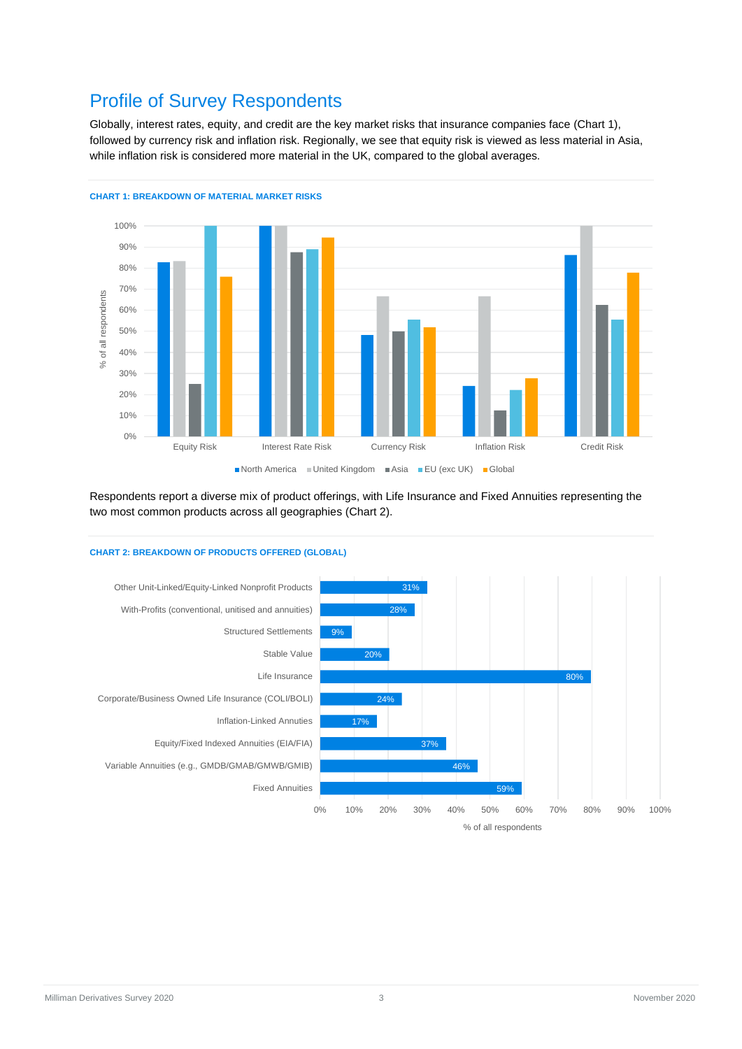## Profile of Survey Respondents

Globally, interest rates, equity, and credit are the key market risks that insurance companies face (Chart 1), followed by currency risk and inflation risk. Regionally, we see that equity risk is viewed as less material in Asia, while inflation risk is considered more material in the UK, compared to the global averages.

**CHART 1: BREAKDOWN OF MATERIAL MARKET RISKS**

Respondents report a diverse mix of product offerings, with Life Insurance and Fixed Annuities representing the two most common products across all geographies (Chart 2).

**CHART 2: BREAKDOWN OF PRODUCTS OFFERED (GLOBAL)**

| Product | % of all respondents |
|---|---|
| Other Unit-Linked/Equity-Linked Nonprofit Products | 31% |
| With-Profits (conventional, unitised and annuities) | 28% |
| Structured Settlements | 9% |
| Stable Value | 20% |
| Life Insurance | 80% |
| Corporate/Business Owned Life Insurance (COLI/BOLI) | 24% |
| Inflation-Linked Annuities | 17% |
| Equity/Fixed Indexed Annuities (EIA/FIA) | 37% |
| Variable Annuities (e.g., GMDB/GMAB/GMWB/GMIB) | 46% |
| Fixed Annuities | 59% |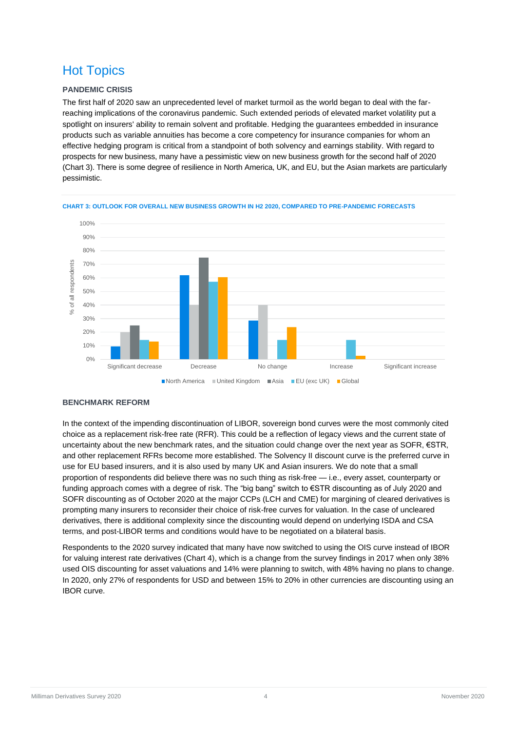# Hot Topics

### PANDEMIC CRISIS

The first half of 2020 saw an unprecedented level of market turmoil as the world began to deal with the far-reaching implications of the coronavirus pandemic. Such extended periods of elevated market volatility put a spotlight on insurers' ability to remain solvent and profitable. Hedging the guarantees embedded in insurance products such as variable annuities has become a core competency for insurance companies for whom an effective hedging program is critical from a standpoint of both solvency and earnings stability. With regard to prospects for new business, many have a pessimistic view on new business growth for the second half of 2020 (Chart 3). There is some degree of resilience in North America, UK, and EU, but the Asian markets are particularly pessimistic.

CHART 3: OUTLOOK FOR OVERALL NEW BUSINESS GROWTH IN H2 2020, COMPARED TO PRE-PANDEMIC FORECASTS

### BENCHMARK REFORM

In the context of the impending discontinuation of LIBOR, sovereign bond curves were the most commonly cited choice as a replacement risk-free rate (RFR). This could be a reflection of legacy views and the current state of uncertainty about the new benchmark rates, and the situation could change over the next year as SOFR, €STR, and other replacement RFRs become more established. The Solvency II discount curve is the preferred curve in use for EU based insurers, and it is also used by many UK and Asian insurers. We do note that a small proportion of respondents did believe there was no such thing as risk-free — i.e., every asset, counterparty or funding approach comes with a degree of risk. The "big bang" switch to €STR discounting as of July 2020 and SOFR discounting as of October 2020 at the major CCPs (LCH and CME) for margining of cleared derivatives is prompting many insurers to reconsider their choice of risk-free curves for valuation. In the case of uncleared derivatives, there is additional complexity since the discounting would depend on underlying ISDA and CSA terms, and post-LIBOR terms and conditions would have to be negotiated on a bilateral basis.

Respondents to the 2020 survey indicated that many have now switched to using the OIS curve instead of IBOR for valuing interest rate derivatives (Chart 4), which is a change from the survey findings in 2017 when only 38% used OIS discounting for asset valuations and 14% were planning to switch, with 48% having no plans to change. In 2020, only 27% of respondents for USD and between 15% to 20% in other currencies are discounting using an IBOR curve.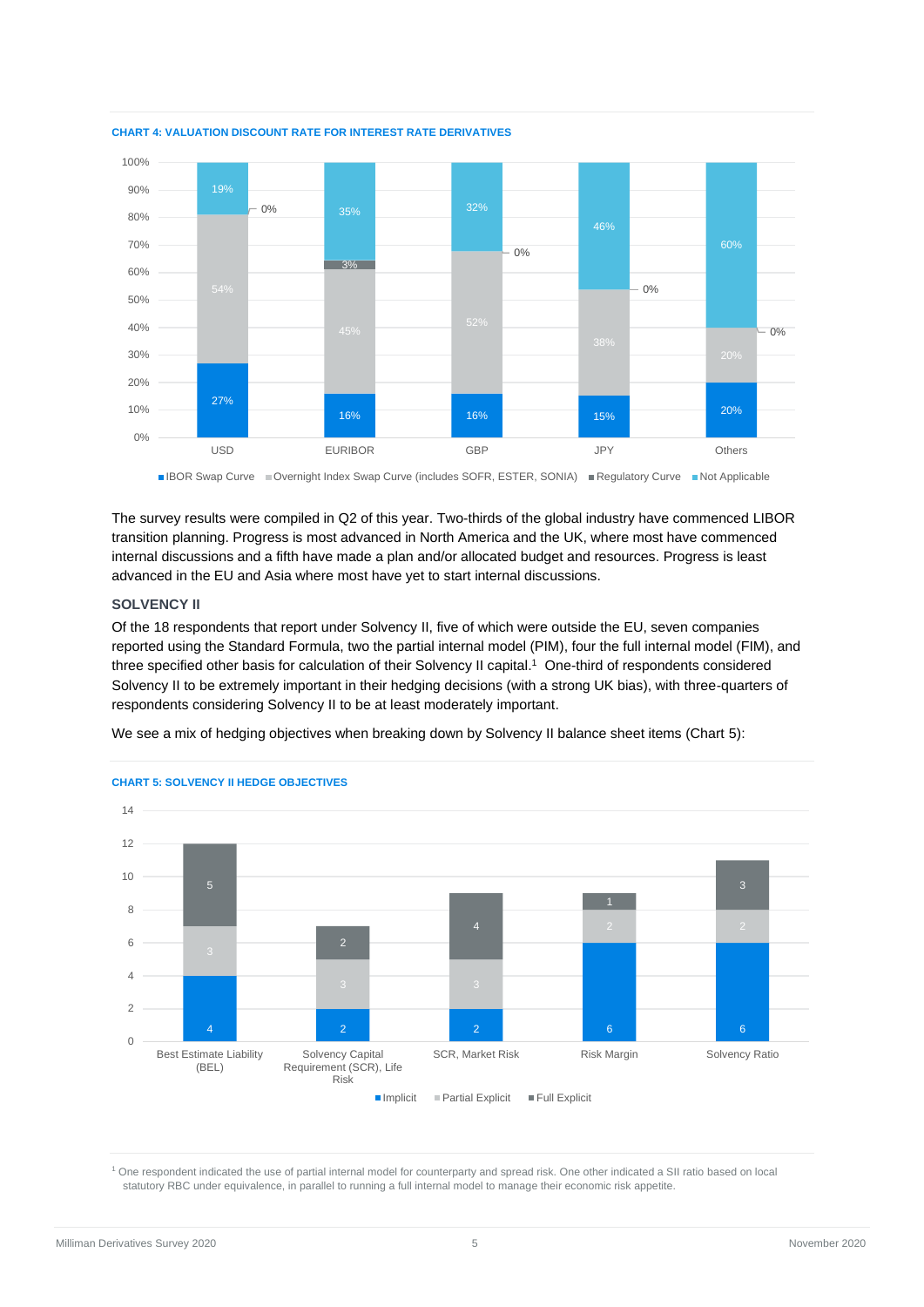**CHART 4: VALUATION DISCOUNT RATE FOR INTEREST RATE DERIVATIVES**

| | USD | EURIBOR | GBP | JPY | Others |
|---|---|---|---|---|---|
| IBOR Swap Curve | 27% | 16% | 16% | 15% | 20% |
| Overnight Index Swap Curve (includes SOFR, ESTER, SONIA) | 54% | 45% | 52% | 38% | 20% |
| Regulatory Curve | 0% | 3% | 0% | 0% | 0% |
| Not Applicable | 19% | 35% | 32% | 46% | 60% |

The survey results were compiled in Q2 of this year. Two-thirds of the global industry have commenced LIBOR transition planning. Progress is most advanced in North America and the UK, where most have commenced internal discussions and a fifth have made a plan and/or allocated budget and resources. Progress is least advanced in the EU and Asia where most have yet to start internal discussions.

## SOLVENCY II

Of the 18 respondents that report under Solvency II, five of which were outside the EU, seven companies reported using the Standard Formula, two the partial internal model (PIM), four the full internal model (FIM), and three specified other basis for calculation of their Solvency II capital.[1] One-third of respondents considered Solvency II to be extremely important in their hedging decisions (with a strong UK bias), with three-quarters of respondents considering Solvency II to be at least moderately important.

We see a mix of hedging objectives when breaking down by Solvency II balance sheet items (Chart 5):

**CHART 5: SOLVENCY II HEDGE OBJECTIVES**

| | Best Estimate Liability (BEL) | Solvency Capital Requirement (SCR), Life Risk | SCR, Market Risk | Risk Margin | Solvency Ratio |
|---|---|---|---|---|---|
| Implicit | 4 | 2 | 2 | 6 | 6 |
| Partial Explicit | 3 | 3 | 3 | 2 | 2 |
| Full Explicit | 5 | 2 | 4 | 1 | 3 |

[1] One respondent indicated the use of partial internal model for counterparty and spread risk. One other indicated a SII ratio based on local statutory RBC under equivalence, in parallel to running a full internal model to manage their economic risk appetite.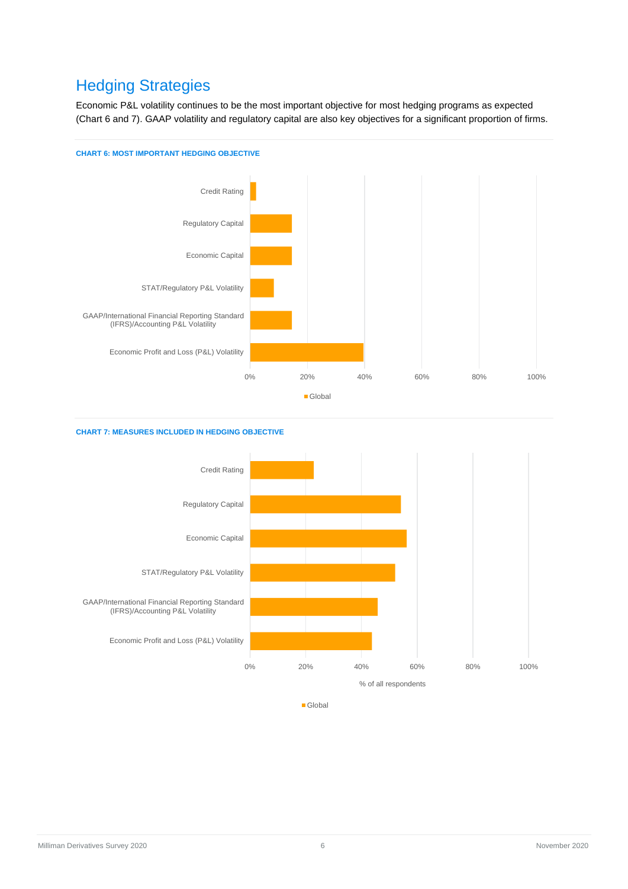## Hedging Strategies

Economic P&L volatility continues to be the most important objective for most hedging programs as expected (Chart 6 and 7). GAAP volatility and regulatory capital are also key objectives for a significant proportion of firms.

**CHART 6: MOST IMPORTANT HEDGING OBJECTIVE**

Credit Rating

Regulatory Capital

Economic Capital

STAT/Regulatory P&L Volatility

GAAP/International Financial Reporting Standard (IFRS)/Accounting P&L Volatility

Economic Profit and Loss (P&L) Volatility

0% 20% 40% 60% 80% 100%

Global

**CHART 7: MEASURES INCLUDED IN HEDGING OBJECTIVE**

Credit Rating

Regulatory Capital

Economic Capital

STAT/Regulatory P&L Volatility

GAAP/International Financial Reporting Standard (IFRS)/Accounting P&L Volatility

Economic Profit and Loss (P&L) Volatility

0% 20% 40% 60% 80% 100%

% of all respondents

Global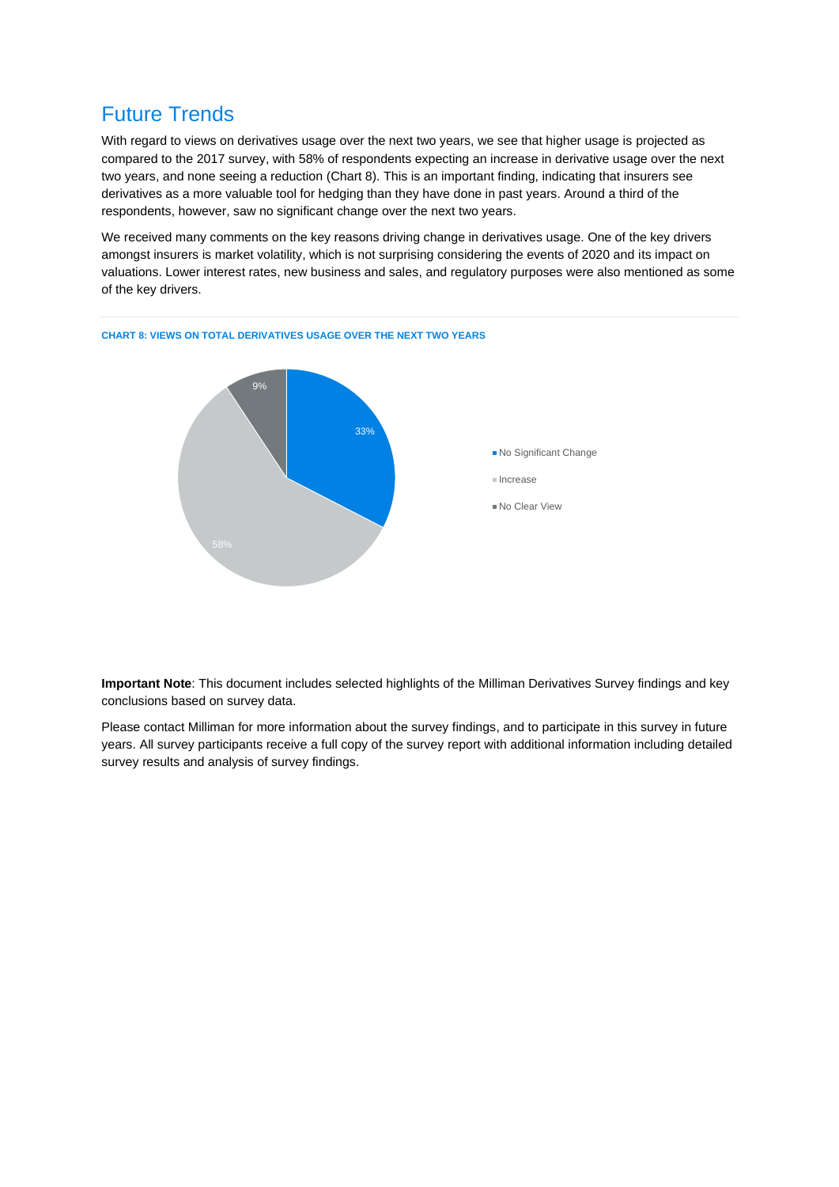## Future Trends

With regard to views on derivatives usage over the next two years, we see that higher usage is projected as compared to the 2017 survey, with 58% of respondents expecting an increase in derivative usage over the next two years, and none seeing a reduction (Chart 8). This is an important finding, indicating that insurers see derivatives as a more valuable tool for hedging than they have done in past years. Around a third of the respondents, however, saw no significant change over the next two years.

We received many comments on the key reasons driving change in derivatives usage. One of the key drivers amongst insurers is market volatility, which is not surprising considering the events of 2020 and its impact on valuations. Lower interest rates, new business and sales, and regulatory purposes were also mentioned as some of the key drivers.

**CHART 8: VIEWS ON TOTAL DERIVATIVES USAGE OVER THE NEXT TWO YEARS**

| View | Share |
|---|---|
| No Significant Change | 33% |
| Increase | 58% |
| No Clear View | 9% |

**Important Note**: This document includes selected highlights of the Milliman Derivatives Survey findings and key conclusions based on survey data.

Please contact Milliman for more information about the survey findings, and to participate in this survey in future years. All survey participants receive a full copy of the survey report with additional information including detailed survey results and analysis of survey findings.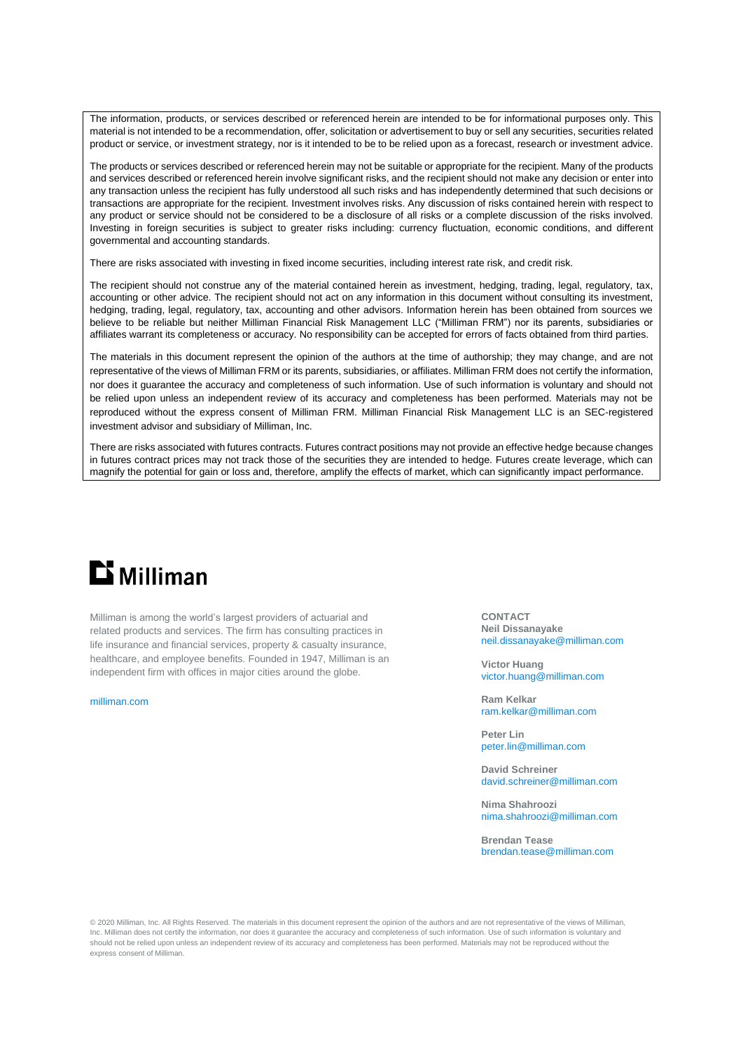The information, products, or services described or referenced herein are intended to be for informational purposes only. This material is not intended to be a recommendation, offer, solicitation or advertisement to buy or sell any securities, securities related product or service, or investment strategy, nor is it intended to be to be relied upon as a forecast, research or investment advice.

The products or services described or referenced herein may not be suitable or appropriate for the recipient. Many of the products and services described or referenced herein involve significant risks, and the recipient should not make any decision or enter into any transaction unless the recipient has fully understood all such risks and has independently determined that such decisions or transactions are appropriate for the recipient. Investment involves risks. Any discussion of risks contained herein with respect to any product or service should not be considered to be a disclosure of all risks or a complete discussion of the risks involved. Investing in foreign securities is subject to greater risks including: currency fluctuation, economic conditions, and different governmental and accounting standards.

There are risks associated with investing in fixed income securities, including interest rate risk, and credit risk.

The recipient should not construe any of the material contained herein as investment, hedging, trading, legal, regulatory, tax, accounting or other advice. The recipient should not act on any information in this document without consulting its investment, hedging, trading, legal, regulatory, tax, accounting and other advisors. Information herein has been obtained from sources we believe to be reliable but neither Milliman Financial Risk Management LLC ("Milliman FRM") nor its parents, subsidiaries or affiliates warrant its completeness or accuracy. No responsibility can be accepted for errors of facts obtained from third parties.

The materials in this document represent the opinion of the authors at the time of authorship; they may change, and are not representative of the views of Milliman FRM or its parents, subsidiaries, or affiliates. Milliman FRM does not certify the information, nor does it guarantee the accuracy and completeness of such information. Use of such information is voluntary and should not be relied upon unless an independent review of its accuracy and completeness has been performed. Materials may not be reproduced without the express consent of Milliman FRM. Milliman Financial Risk Management LLC is an SEC-registered investment advisor and subsidiary of Milliman, Inc.

There are risks associated with futures contracts. Futures contract positions may not provide an effective hedge because changes in futures contract prices may not track those of the securities they are intended to hedge. Futures create leverage, which can magnify the potential for gain or loss and, therefore, amplify the effects of market, which can significantly impact performance.

**Milliman**

Milliman is among the world's largest providers of actuarial and related products and services. The firm has consulting practices in life insurance and financial services, property & casualty insurance, healthcare, and employee benefits. Founded in 1947, Milliman is an independent firm with offices in major cities around the globe.

milliman.com

**CONTACT**

**Neil Dissanayake**
neil.dissanayake@milliman.com

**Victor Huang**
victor.huang@milliman.com

**Ram Kelkar**
ram.kelkar@milliman.com

**Peter Lin**
peter.lin@milliman.com

**David Schreiner**
david.schreiner@milliman.com

**Nima Shahroozi**
nima.shahroozi@milliman.com

**Brendan Tease**
brendan.tease@milliman.com

© 2020 Milliman, Inc. All Rights Reserved. The materials in this document represent the opinion of the authors and are not representative of the views of Milliman, Inc. Milliman does not certify the information, nor does it guarantee the accuracy and completeness of such information. Use of such information is voluntary and should not be relied upon unless an independent review of its accuracy and completeness has been performed. Materials may not be reproduced without the express consent of Milliman.